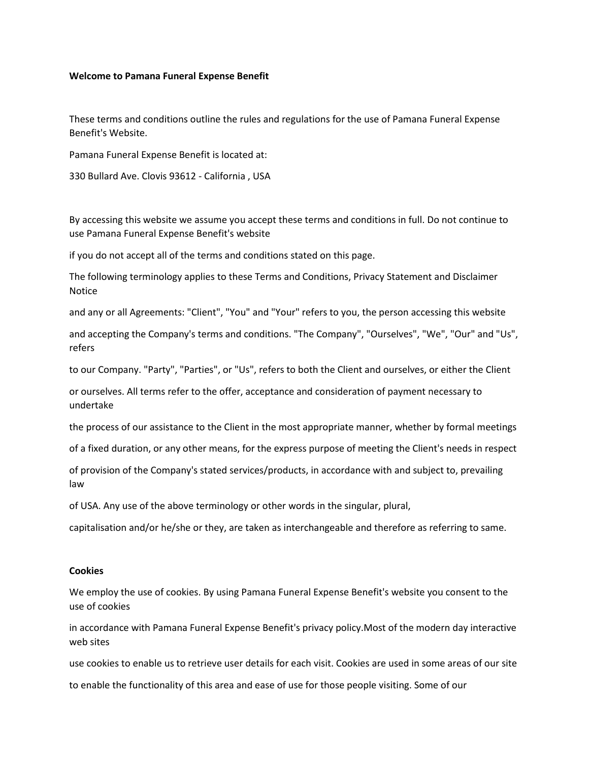**Welcome to Pamana Funeral Expense Benefit**

These terms and conditions outline the rules and regulations for the use of Pamana Funeral Expense Benefit's Website.

Pamana Funeral Expense Benefit is located at:

330 Bullard Ave. Clovis 93612 - California , USA

By accessing this website we assume you accept these terms and conditions in full. Do not continue to use Pamana Funeral Expense Benefit's website

if you do not accept all of the terms and conditions stated on this page.

The following terminology applies to these Terms and Conditions, Privacy Statement and Disclaimer Notice

and any or all Agreements: "Client", "You" and "Your" refers to you, the person accessing this website

and accepting the Company's terms and conditions. "The Company", "Ourselves", "We", "Our" and "Us", refers

to our Company. "Party", "Parties", or "Us", refers to both the Client and ourselves, or either the Client

or ourselves. All terms refer to the offer, acceptance and consideration of payment necessary to undertake

the process of our assistance to the Client in the most appropriate manner, whether by formal meetings

of a fixed duration, or any other means, for the express purpose of meeting the Client's needs in respect

of provision of the Company's stated services/products, in accordance with and subject to, prevailing law

of USA. Any use of the above terminology or other words in the singular, plural,

capitalisation and/or he/she or they, are taken as interchangeable and therefore as referring to same.

**Cookies**

We employ the use of cookies. By using Pamana Funeral Expense Benefit's website you consent to the use of cookies

in accordance with Pamana Funeral Expense Benefit's privacy policy.Most of the modern day interactive web sites

use cookies to enable us to retrieve user details for each visit. Cookies are used in some areas of our site

to enable the functionality of this area and ease of use for those people visiting. Some of our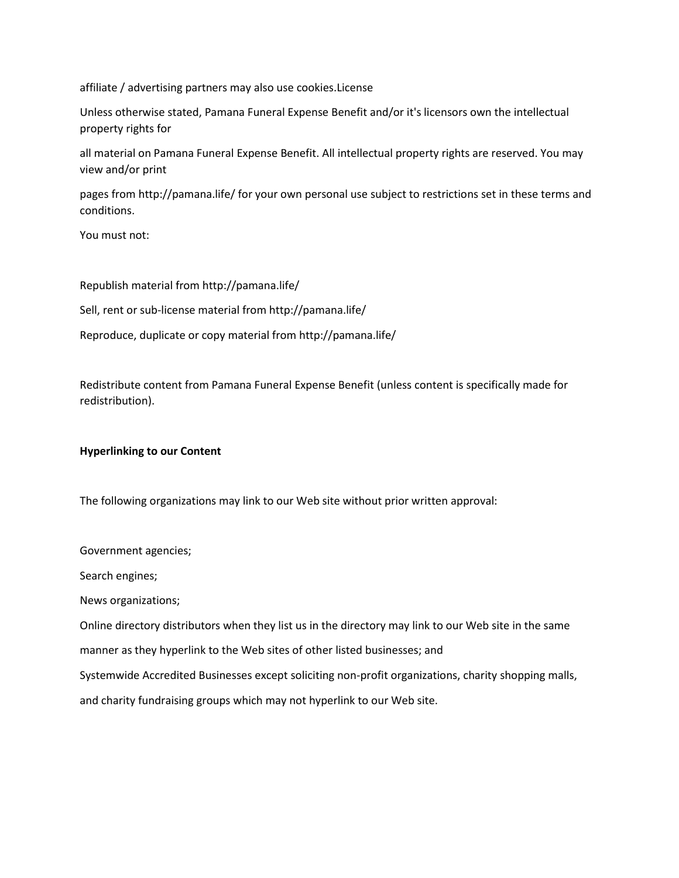affiliate / advertising partners may also use cookies.License

Unless otherwise stated, Pamana Funeral Expense Benefit and/or it's licensors own the intellectual property rights for

all material on Pamana Funeral Expense Benefit. All intellectual property rights are reserved. You may view and/or print

pages from http://pamana.life/ for your own personal use subject to restrictions set in these terms and conditions.

You must not:

Republish material from http://pamana.life/

Sell, rent or sub-license material from http://pamana.life/

Reproduce, duplicate or copy material from http://pamana.life/

Redistribute content from Pamana Funeral Expense Benefit (unless content is specifically made for redistribution).

**Hyperlinking to our Content**

The following organizations may link to our Web site without prior written approval:

Government agencies;

Search engines;

News organizations;

Online directory distributors when they list us in the directory may link to our Web site in the same

manner as they hyperlink to the Web sites of other listed businesses; and

Systemwide Accredited Businesses except soliciting non-profit organizations, charity shopping malls,

and charity fundraising groups which may not hyperlink to our Web site.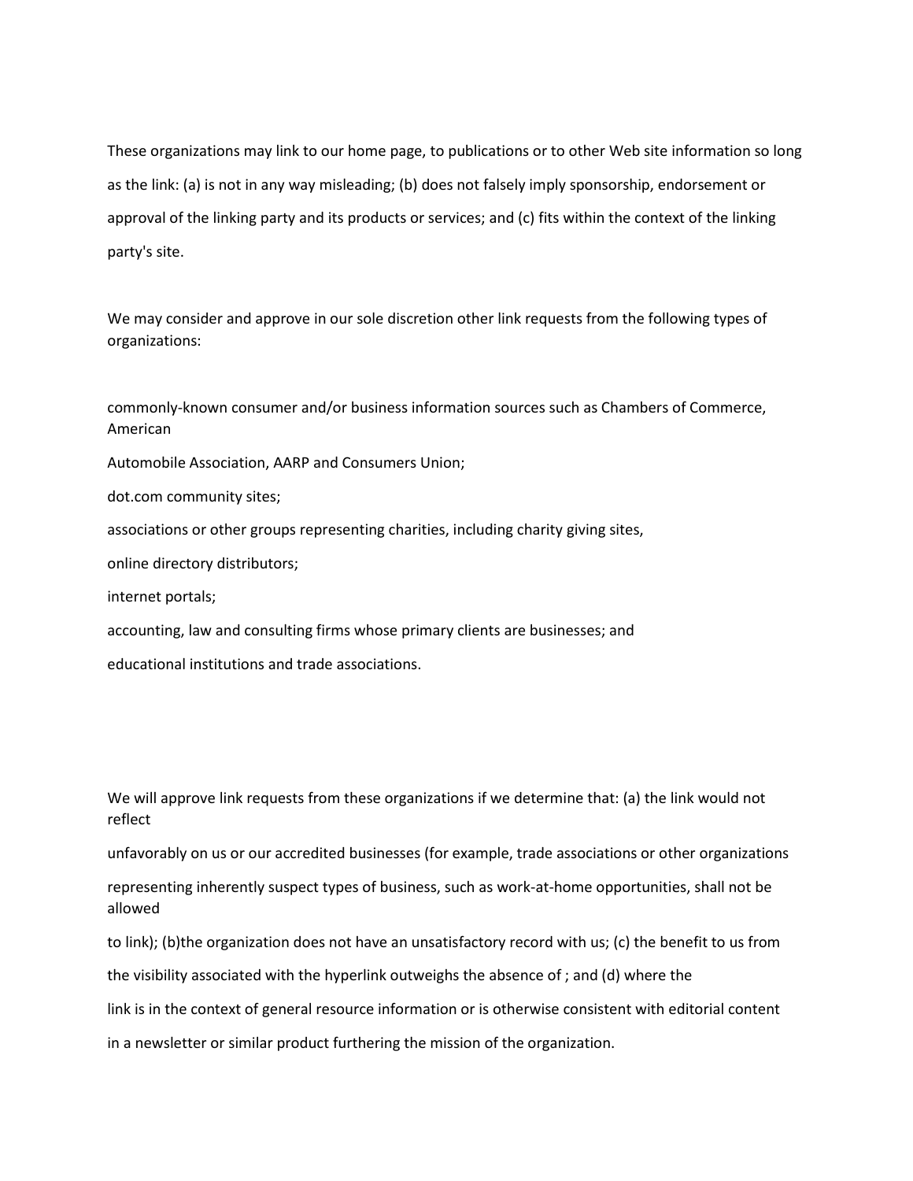These organizations may link to our home page, to publications or to other Web site information so long as the link: (a) is not in any way misleading; (b) does not falsely imply sponsorship, endorsement or approval of the linking party and its products or services; and (c) fits within the context of the linking party's site.

We may consider and approve in our sole discretion other link requests from the following types of organizations:

commonly-known consumer and/or business information sources such as Chambers of Commerce, American Automobile Association, AARP and Consumers Union;

dot.com community sites;

associations or other groups representing charities, including charity giving sites,

online directory distributors;

internet portals;

accounting, law and consulting firms whose primary clients are businesses; and

educational institutions and trade associations.

We will approve link requests from these organizations if we determine that: (a) the link would not reflect unfavorably on us or our accredited businesses (for example, trade associations or other organizations representing inherently suspect types of business, such as work-at-home opportunities, shall not be allowed to link); (b)the organization does not have an unsatisfactory record with us; (c) the benefit to us from the visibility associated with the hyperlink outweighs the absence of ; and (d) where the link is in the context of general resource information or is otherwise consistent with editorial content in a newsletter or similar product furthering the mission of the organization.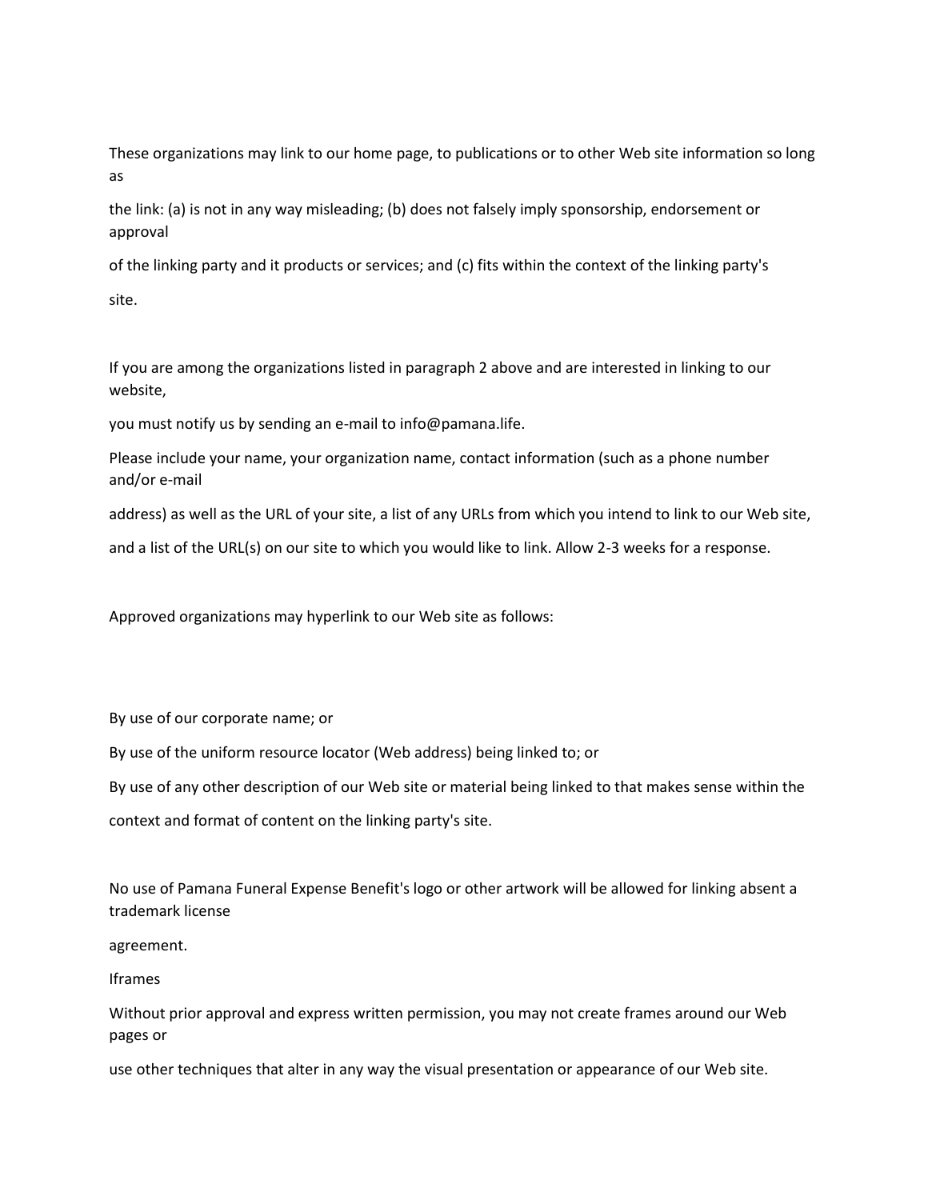These organizations may link to our home page, to publications or to other Web site information so long as

the link: (a) is not in any way misleading; (b) does not falsely imply sponsorship, endorsement or approval

of the linking party and it products or services; and (c) fits within the context of the linking party's

site.

If you are among the organizations listed in paragraph 2 above and are interested in linking to our website,

you must notify us by sending an e-mail to info@pamana.life.

Please include your name, your organization name, contact information (such as a phone number and/or e-mail

address) as well as the URL of your site, a list of any URLs from which you intend to link to our Web site,

and a list of the URL(s) on our site to which you would like to link. Allow 2-3 weeks for a response.

Approved organizations may hyperlink to our Web site as follows:

By use of our corporate name; or

By use of the uniform resource locator (Web address) being linked to; or

By use of any other description of our Web site or material being linked to that makes sense within the

context and format of content on the linking party's site.

No use of Pamana Funeral Expense Benefit's logo or other artwork will be allowed for linking absent a trademark license

agreement.

Iframes

Without prior approval and express written permission, you may not create frames around our Web pages or

use other techniques that alter in any way the visual presentation or appearance of our Web site.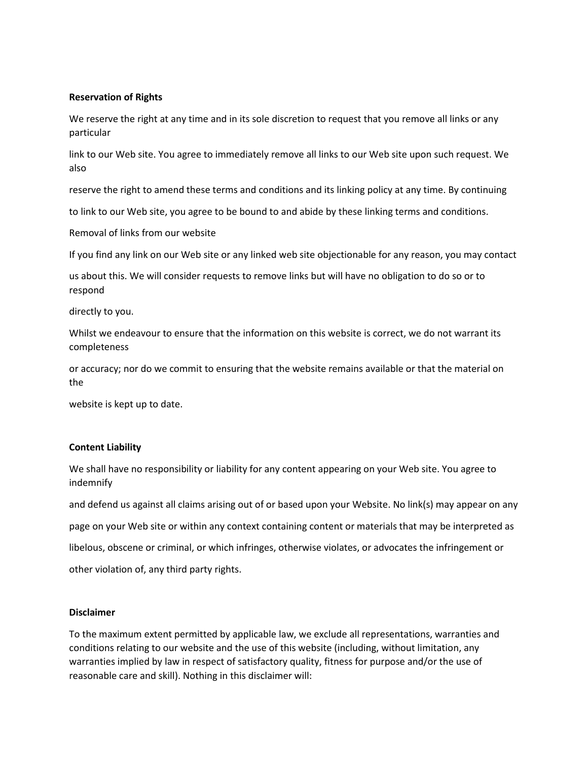**Reservation of Rights**

We reserve the right at any time and in its sole discretion to request that you remove all links or any particular link to our Web site. You agree to immediately remove all links to our Web site upon such request. We also reserve the right to amend these terms and conditions and its linking policy at any time. By continuing to link to our Web site, you agree to be bound to and abide by these linking terms and conditions.

Removal of links from our website

If you find any link on our Web site or any linked web site objectionable for any reason, you may contact us about this. We will consider requests to remove links but will have no obligation to do so or to respond directly to you.

Whilst we endeavour to ensure that the information on this website is correct, we do not warrant its completeness or accuracy; nor do we commit to ensuring that the website remains available or that the material on the website is kept up to date.

**Content Liability**

We shall have no responsibility or liability for any content appearing on your Web site. You agree to indemnify and defend us against all claims arising out of or based upon your Website. No link(s) may appear on any page on your Web site or within any context containing content or materials that may be interpreted as libelous, obscene or criminal, or which infringes, otherwise violates, or advocates the infringement or other violation of, any third party rights.

**Disclaimer**

To the maximum extent permitted by applicable law, we exclude all representations, warranties and conditions relating to our website and the use of this website (including, without limitation, any warranties implied by law in respect of satisfactory quality, fitness for purpose and/or the use of reasonable care and skill). Nothing in this disclaimer will: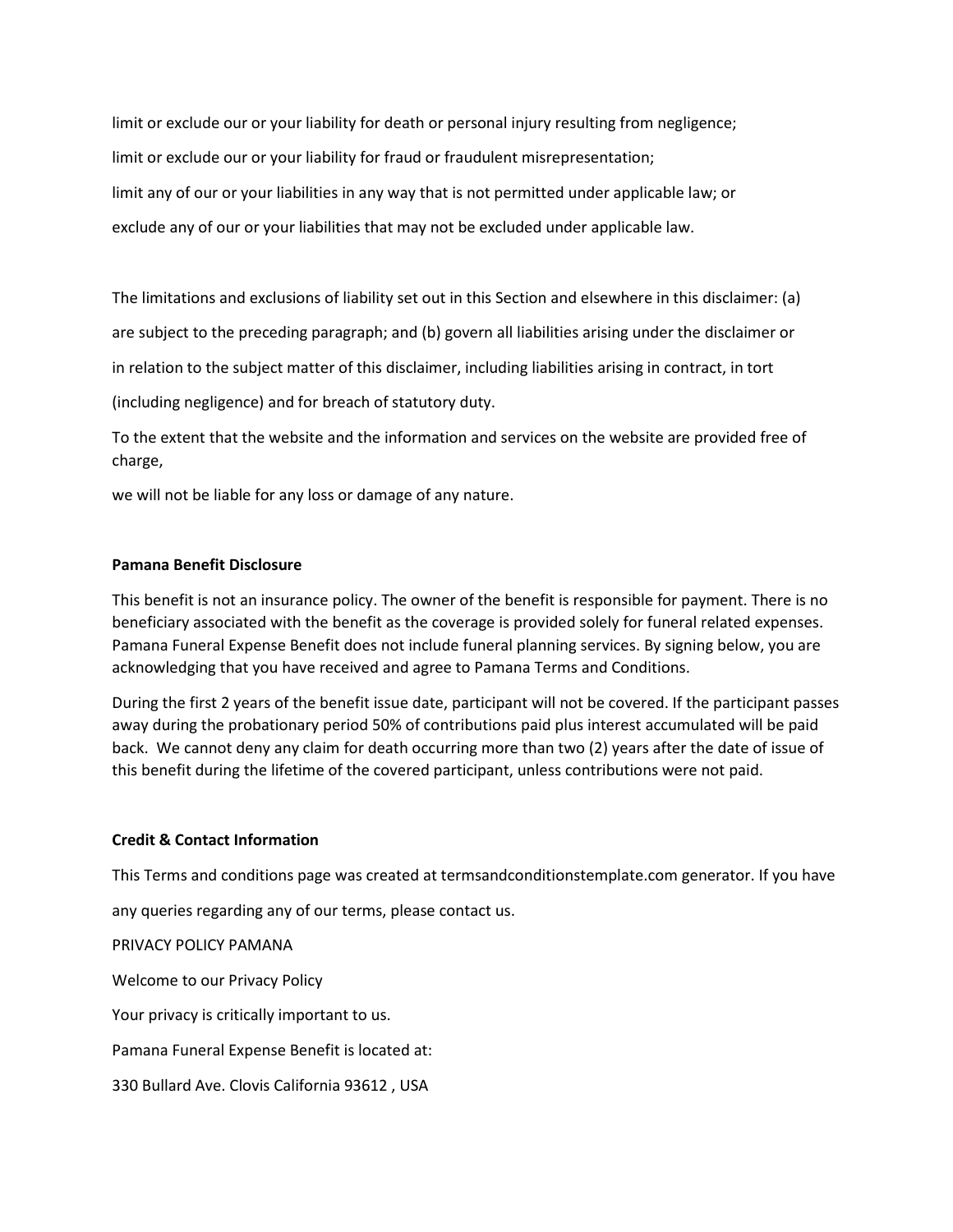limit or exclude our or your liability for death or personal injury resulting from negligence;

limit or exclude our or your liability for fraud or fraudulent misrepresentation;

limit any of our or your liabilities in any way that is not permitted under applicable law; or

exclude any of our or your liabilities that may not be excluded under applicable law.

The limitations and exclusions of liability set out in this Section and elsewhere in this disclaimer: (a) are subject to the preceding paragraph; and (b) govern all liabilities arising under the disclaimer or in relation to the subject matter of this disclaimer, including liabilities arising in contract, in tort (including negligence) and for breach of statutory duty.

To the extent that the website and the information and services on the website are provided free of charge,

we will not be liable for any loss or damage of any nature.

**Pamana Benefit Disclosure**

This benefit is not an insurance policy. The owner of the benefit is responsible for payment. There is no beneficiary associated with the benefit as the coverage is provided solely for funeral related expenses. Pamana Funeral Expense Benefit does not include funeral planning services. By signing below, you are acknowledging that you have received and agree to Pamana Terms and Conditions.

During the first 2 years of the benefit issue date, participant will not be covered. If the participant passes away during the probationary period 50% of contributions paid plus interest accumulated will be paid back. We cannot deny any claim for death occurring more than two (2) years after the date of issue of this benefit during the lifetime of the covered participant, unless contributions were not paid.

**Credit & Contact Information**

This Terms and conditions page was created at termsandconditionstemplate.com generator. If you have any queries regarding any of our terms, please contact us.

PRIVACY POLICY PAMANA

Welcome to our Privacy Policy

Your privacy is critically important to us.

Pamana Funeral Expense Benefit is located at:

330 Bullard Ave. Clovis California 93612 , USA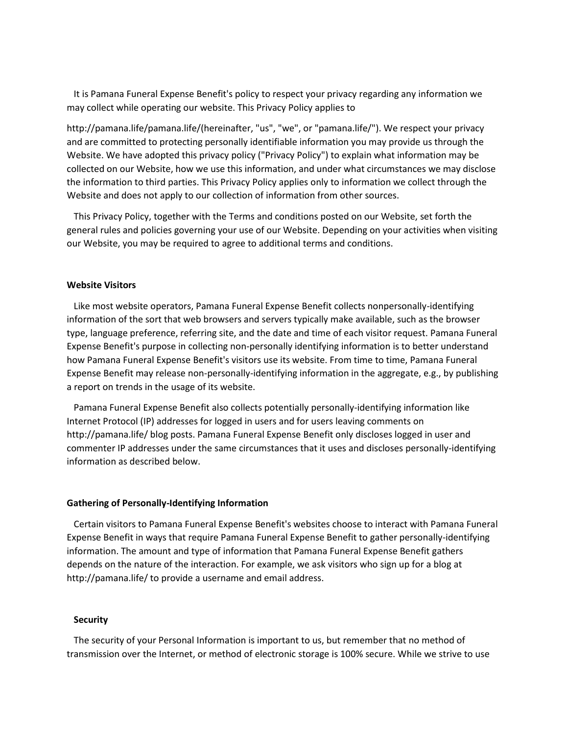It is Pamana Funeral Expense Benefit's policy to respect your privacy regarding any information we may collect while operating our website. This Privacy Policy applies to

http://pamana.life/pamana.life/(hereinafter, "us", "we", or "pamana.life/"). We respect your privacy and are committed to protecting personally identifiable information you may provide us through the Website. We have adopted this privacy policy ("Privacy Policy") to explain what information may be collected on our Website, how we use this information, and under what circumstances we may disclose the information to third parties. This Privacy Policy applies only to information we collect through the Website and does not apply to our collection of information from other sources.

This Privacy Policy, together with the Terms and conditions posted on our Website, set forth the general rules and policies governing your use of our Website. Depending on your activities when visiting our Website, you may be required to agree to additional terms and conditions.

**Website Visitors**

Like most website operators, Pamana Funeral Expense Benefit collects nonpersonally-identifying information of the sort that web browsers and servers typically make available, such as the browser type, language preference, referring site, and the date and time of each visitor request. Pamana Funeral Expense Benefit's purpose in collecting non-personally identifying information is to better understand how Pamana Funeral Expense Benefit's visitors use its website. From time to time, Pamana Funeral Expense Benefit may release non-personally-identifying information in the aggregate, e.g., by publishing a report on trends in the usage of its website.

Pamana Funeral Expense Benefit also collects potentially personally-identifying information like Internet Protocol (IP) addresses for logged in users and for users leaving comments on http://pamana.life/ blog posts. Pamana Funeral Expense Benefit only discloses logged in user and commenter IP addresses under the same circumstances that it uses and discloses personally-identifying information as described below.

**Gathering of Personally-Identifying Information**

Certain visitors to Pamana Funeral Expense Benefit's websites choose to interact with Pamana Funeral Expense Benefit in ways that require Pamana Funeral Expense Benefit to gather personally-identifying information. The amount and type of information that Pamana Funeral Expense Benefit gathers depends on the nature of the interaction. For example, we ask visitors who sign up for a blog at http://pamana.life/ to provide a username and email address.

**Security**

The security of your Personal Information is important to us, but remember that no method of transmission over the Internet, or method of electronic storage is 100% secure. While we strive to use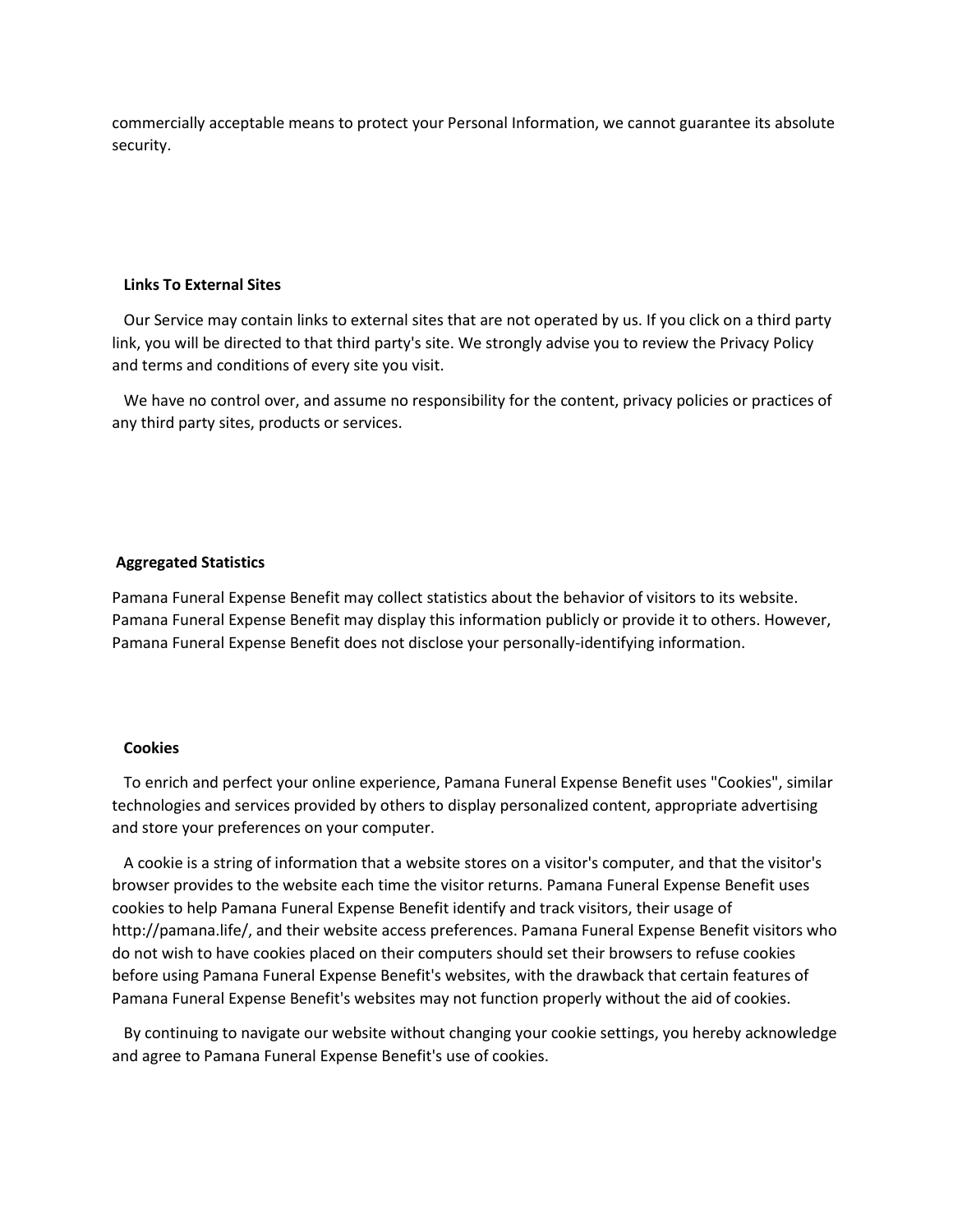commercially acceptable means to protect your Personal Information, we cannot guarantee its absolute security.

**Links To External Sites**

Our Service may contain links to external sites that are not operated by us. If you click on a third party link, you will be directed to that third party's site. We strongly advise you to review the Privacy Policy and terms and conditions of every site you visit.

We have no control over, and assume no responsibility for the content, privacy policies or practices of any third party sites, products or services.

**Aggregated Statistics**

Pamana Funeral Expense Benefit may collect statistics about the behavior of visitors to its website. Pamana Funeral Expense Benefit may display this information publicly or provide it to others. However, Pamana Funeral Expense Benefit does not disclose your personally-identifying information.

**Cookies**

To enrich and perfect your online experience, Pamana Funeral Expense Benefit uses "Cookies", similar technologies and services provided by others to display personalized content, appropriate advertising and store your preferences on your computer.

A cookie is a string of information that a website stores on a visitor's computer, and that the visitor's browser provides to the website each time the visitor returns. Pamana Funeral Expense Benefit uses cookies to help Pamana Funeral Expense Benefit identify and track visitors, their usage of http://pamana.life/, and their website access preferences. Pamana Funeral Expense Benefit visitors who do not wish to have cookies placed on their computers should set their browsers to refuse cookies before using Pamana Funeral Expense Benefit's websites, with the drawback that certain features of Pamana Funeral Expense Benefit's websites may not function properly without the aid of cookies.

By continuing to navigate our website without changing your cookie settings, you hereby acknowledge and agree to Pamana Funeral Expense Benefit's use of cookies.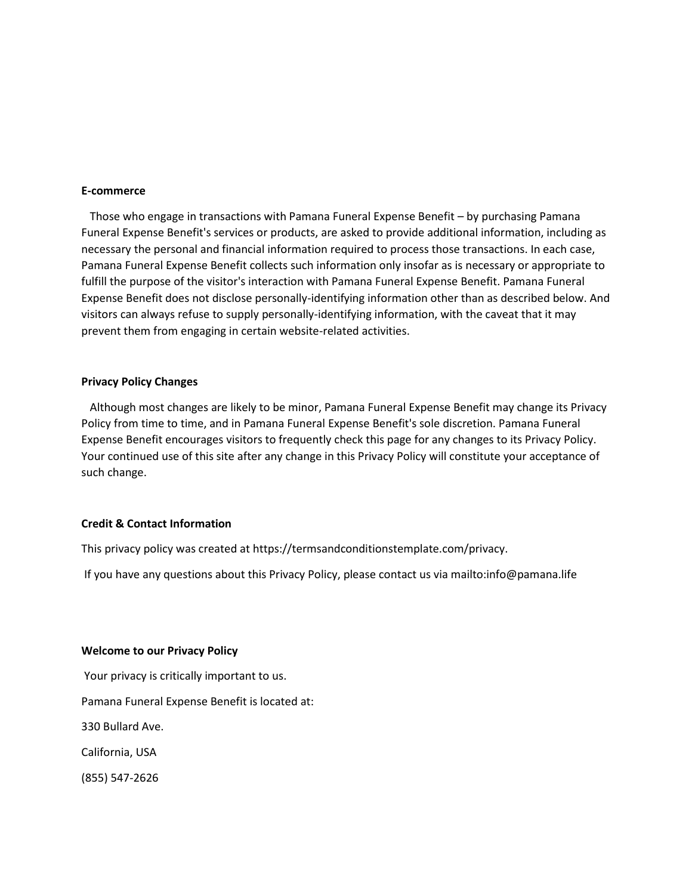**E-commerce**

Those who engage in transactions with Pamana Funeral Expense Benefit – by purchasing Pamana Funeral Expense Benefit's services or products, are asked to provide additional information, including as necessary the personal and financial information required to process those transactions. In each case, Pamana Funeral Expense Benefit collects such information only insofar as is necessary or appropriate to fulfill the purpose of the visitor's interaction with Pamana Funeral Expense Benefit. Pamana Funeral Expense Benefit does not disclose personally-identifying information other than as described below. And visitors can always refuse to supply personally-identifying information, with the caveat that it may prevent them from engaging in certain website-related activities.

**Privacy Policy Changes**

Although most changes are likely to be minor, Pamana Funeral Expense Benefit may change its Privacy Policy from time to time, and in Pamana Funeral Expense Benefit's sole discretion. Pamana Funeral Expense Benefit encourages visitors to frequently check this page for any changes to its Privacy Policy. Your continued use of this site after any change in this Privacy Policy will constitute your acceptance of such change.

**Credit & Contact Information**

This privacy policy was created at https://termsandconditionstemplate.com/privacy.

If you have any questions about this Privacy Policy, please contact us via mailto:info@pamana.life

**Welcome to our Privacy Policy**

Your privacy is critically important to us.

Pamana Funeral Expense Benefit is located at:

330 Bullard Ave.

California, USA

(855) 547-2626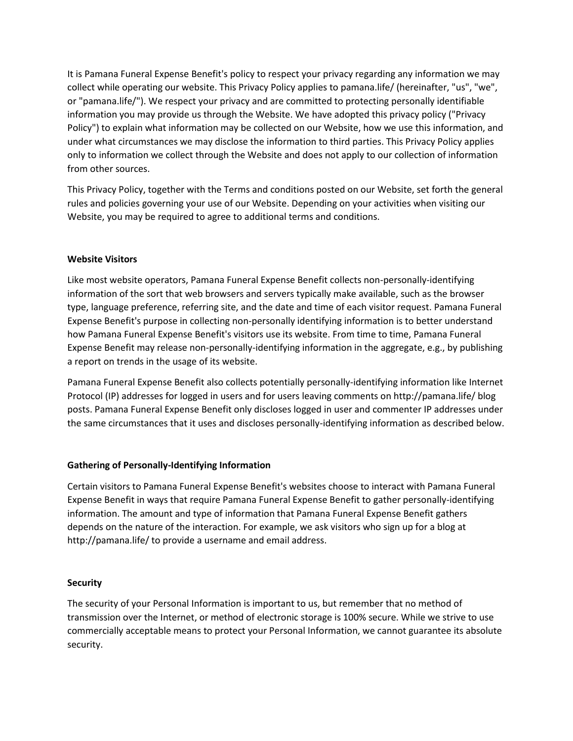It is Pamana Funeral Expense Benefit's policy to respect your privacy regarding any information we may collect while operating our website. This Privacy Policy applies to pamana.life/ (hereinafter, "us", "we", or "pamana.life/"). We respect your privacy and are committed to protecting personally identifiable information you may provide us through the Website. We have adopted this privacy policy ("Privacy Policy") to explain what information may be collected on our Website, how we use this information, and under what circumstances we may disclose the information to third parties. This Privacy Policy applies only to information we collect through the Website and does not apply to our collection of information from other sources.

This Privacy Policy, together with the Terms and conditions posted on our Website, set forth the general rules and policies governing your use of our Website. Depending on your activities when visiting our Website, you may be required to agree to additional terms and conditions.

**Website Visitors**

Like most website operators, Pamana Funeral Expense Benefit collects non-personally-identifying information of the sort that web browsers and servers typically make available, such as the browser type, language preference, referring site, and the date and time of each visitor request. Pamana Funeral Expense Benefit's purpose in collecting non-personally identifying information is to better understand how Pamana Funeral Expense Benefit's visitors use its website. From time to time, Pamana Funeral Expense Benefit may release non-personally-identifying information in the aggregate, e.g., by publishing a report on trends in the usage of its website.

Pamana Funeral Expense Benefit also collects potentially personally-identifying information like Internet Protocol (IP) addresses for logged in users and for users leaving comments on http://pamana.life/ blog posts. Pamana Funeral Expense Benefit only discloses logged in user and commenter IP addresses under the same circumstances that it uses and discloses personally-identifying information as described below.

**Gathering of Personally-Identifying Information**

Certain visitors to Pamana Funeral Expense Benefit's websites choose to interact with Pamana Funeral Expense Benefit in ways that require Pamana Funeral Expense Benefit to gather personally-identifying information. The amount and type of information that Pamana Funeral Expense Benefit gathers depends on the nature of the interaction. For example, we ask visitors who sign up for a blog at http://pamana.life/ to provide a username and email address.

**Security**

The security of your Personal Information is important to us, but remember that no method of transmission over the Internet, or method of electronic storage is 100% secure. While we strive to use commercially acceptable means to protect your Personal Information, we cannot guarantee its absolute security.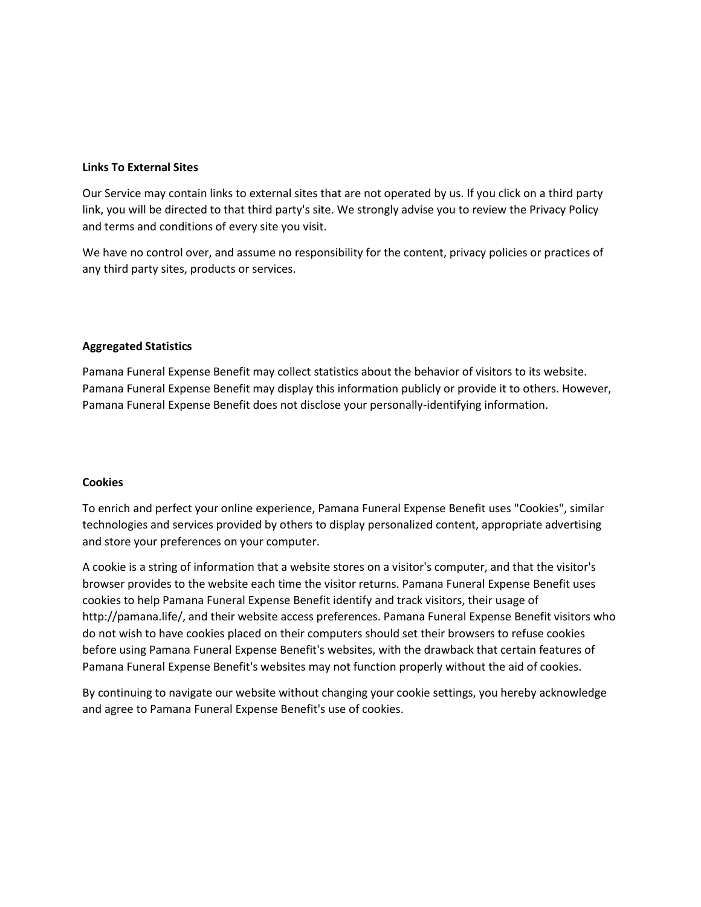**Links To External Sites**

Our Service may contain links to external sites that are not operated by us. If you click on a third party link, you will be directed to that third party's site. We strongly advise you to review the Privacy Policy and terms and conditions of every site you visit.

We have no control over, and assume no responsibility for the content, privacy policies or practices of any third party sites, products or services.

**Aggregated Statistics**

Pamana Funeral Expense Benefit may collect statistics about the behavior of visitors to its website. Pamana Funeral Expense Benefit may display this information publicly or provide it to others. However, Pamana Funeral Expense Benefit does not disclose your personally-identifying information.

**Cookies**

To enrich and perfect your online experience, Pamana Funeral Expense Benefit uses "Cookies", similar technologies and services provided by others to display personalized content, appropriate advertising and store your preferences on your computer.

A cookie is a string of information that a website stores on a visitor's computer, and that the visitor's browser provides to the website each time the visitor returns. Pamana Funeral Expense Benefit uses cookies to help Pamana Funeral Expense Benefit identify and track visitors, their usage of http://pamana.life/, and their website access preferences. Pamana Funeral Expense Benefit visitors who do not wish to have cookies placed on their computers should set their browsers to refuse cookies before using Pamana Funeral Expense Benefit's websites, with the drawback that certain features of Pamana Funeral Expense Benefit's websites may not function properly without the aid of cookies.

By continuing to navigate our website without changing your cookie settings, you hereby acknowledge and agree to Pamana Funeral Expense Benefit's use of cookies.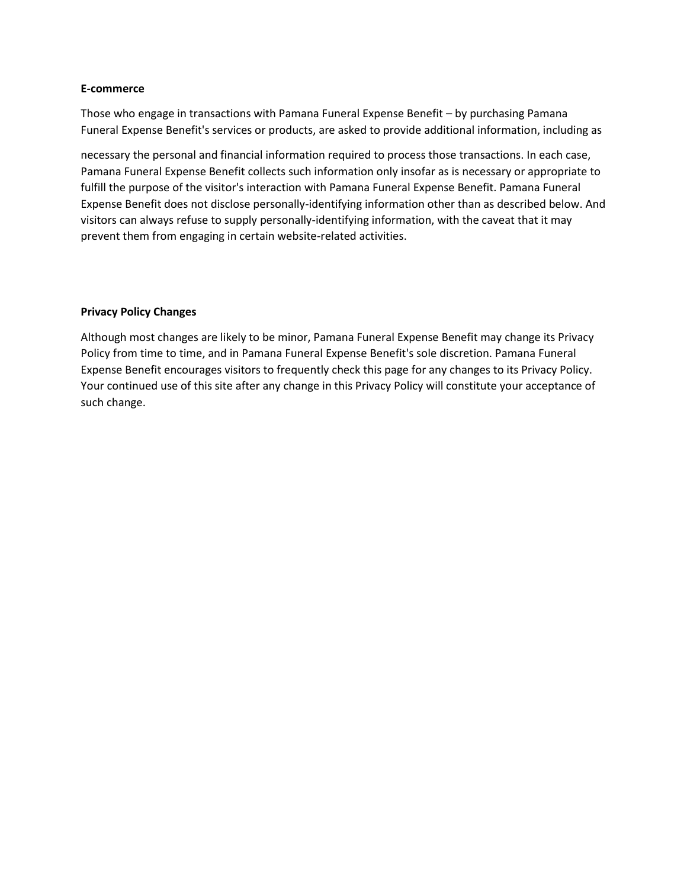**E-commerce**

Those who engage in transactions with Pamana Funeral Expense Benefit – by purchasing Pamana Funeral Expense Benefit's services or products, are asked to provide additional information, including as necessary the personal and financial information required to process those transactions. In each case, Pamana Funeral Expense Benefit collects such information only insofar as is necessary or appropriate to fulfill the purpose of the visitor's interaction with Pamana Funeral Expense Benefit. Pamana Funeral Expense Benefit does not disclose personally-identifying information other than as described below. And visitors can always refuse to supply personally-identifying information, with the caveat that it may prevent them from engaging in certain website-related activities.

**Privacy Policy Changes**

Although most changes are likely to be minor, Pamana Funeral Expense Benefit may change its Privacy Policy from time to time, and in Pamana Funeral Expense Benefit's sole discretion. Pamana Funeral Expense Benefit encourages visitors to frequently check this page for any changes to its Privacy Policy. Your continued use of this site after any change in this Privacy Policy will constitute your acceptance of such change.